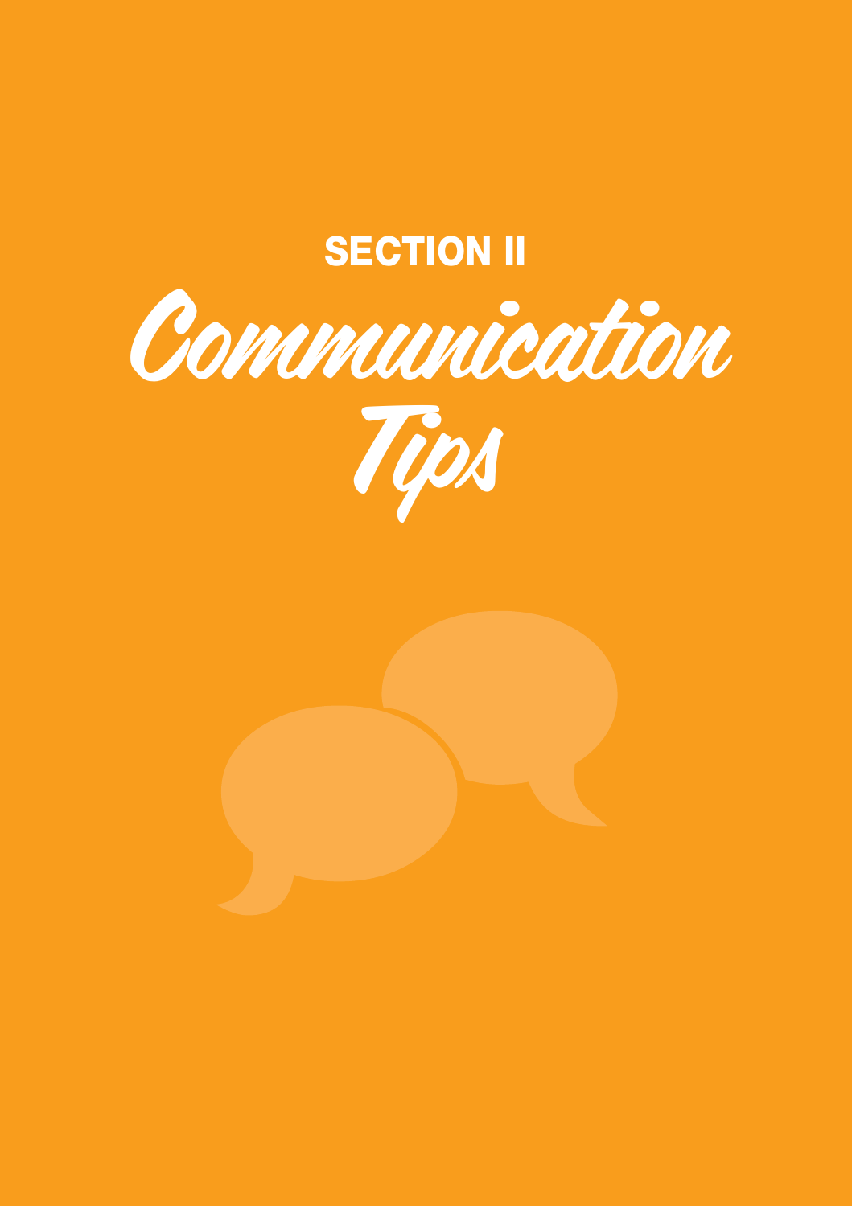# SECTION II

# Communication Tips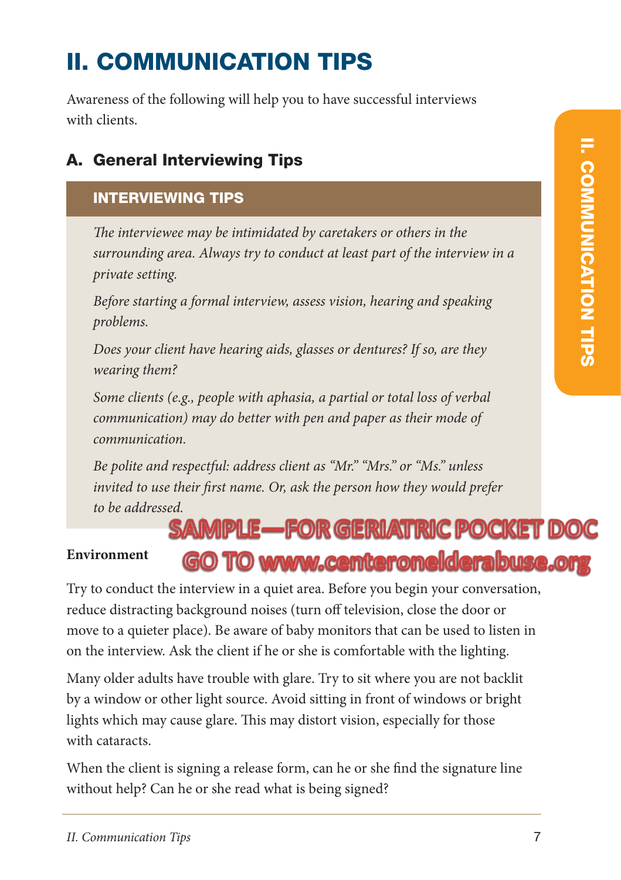# II. COMMUNICATION TIPS

Awareness of the following will help you to have successful interviews with clients.

## A. General Interviewing Tips

### INTERVIEWING TIPS

*The interviewee may be intimidated by caretakers or others in the surrounding area. Always try to conduct at least part of the interview in a private setting.*

*Before starting a formal interview, assess vision, hearing and speaking problems.*

*Does your client have hearing aids, glasses or dentures? If so, are they wearing them?*

*Some clients (e.g., people with aphasia, a partial or total loss of verbal communication) may do better with pen and paper as their mode of communication.*

*Be polite and respectful: address client as "Mr." "Mrs." or "Ms." unless invited to use their first name. Or, ask the person how they would prefer to be addressed.*

SAMPLE—FOR GERIATRIC POCKET DOC
GO TO www.centeronelderabuse.org

**Environment**

Try to conduct the interview in a quiet area. Before you begin your conversation, reduce distracting background noises (turn off television, close the door or move to a quieter place). Be aware of baby monitors that can be used to listen in on the interview. Ask the client if he or she is comfortable with the lighting.

Many older adults have trouble with glare. Try to sit where you are not backlit by a window or other light source. Avoid sitting in front of windows or bright lights which may cause glare. This may distort vision, especially for those with cataracts.

When the client is signing a release form, can he or she find the signature line without help? Can he or she read what is being signed?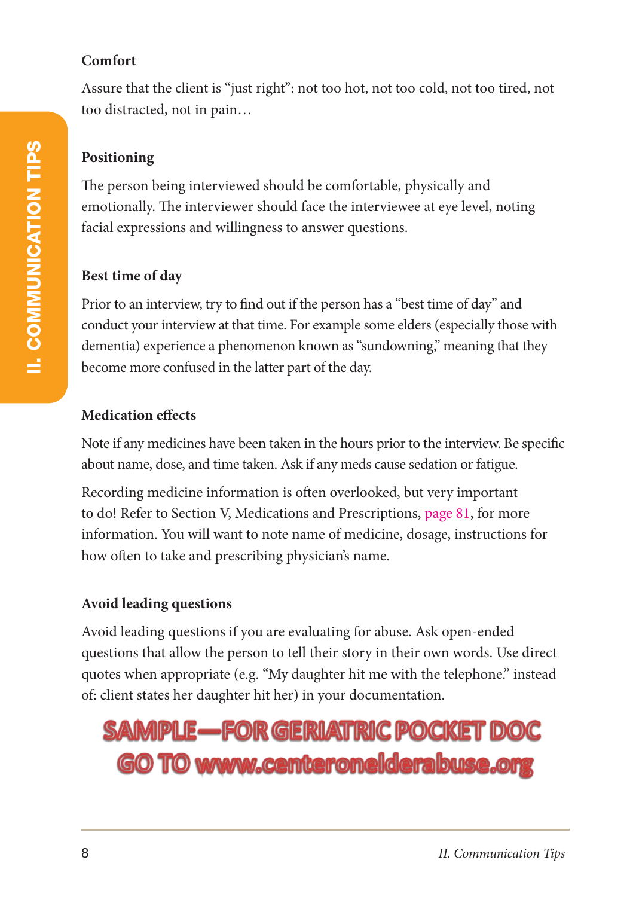**Comfort**

Assure that the client is "just right": not too hot, not too cold, not too tired, not too distracted, not in pain…

**Positioning**

The person being interviewed should be comfortable, physically and emotionally. The interviewer should face the interviewee at eye level, noting facial expressions and willingness to answer questions.

**Best time of day**

Prior to an interview, try to find out if the person has a "best time of day" and conduct your interview at that time. For example some elders (especially those with dementia) experience a phenomenon known as "sundowning," meaning that they become more confused in the latter part of the day.

**Medication effects**

Note if any medicines have been taken in the hours prior to the interview. Be specific about name, dose, and time taken. Ask if any meds cause sedation or fatigue.

Recording medicine information is often overlooked, but very important to do! Refer to Section V, Medications and Prescriptions, page 81, for more information. You will want to note name of medicine, dosage, instructions for how often to take and prescribing physician's name.

**Avoid leading questions**

Avoid leading questions if you are evaluating for abuse. Ask open-ended questions that allow the person to tell their story in their own words. Use direct quotes when appropriate (e.g. "My daughter hit me with the telephone." instead of: client states her daughter hit her) in your documentation.

SAMPLE—FOR GERIATRIC POCKET DOC
GO TO www.centeronelderabuse.org